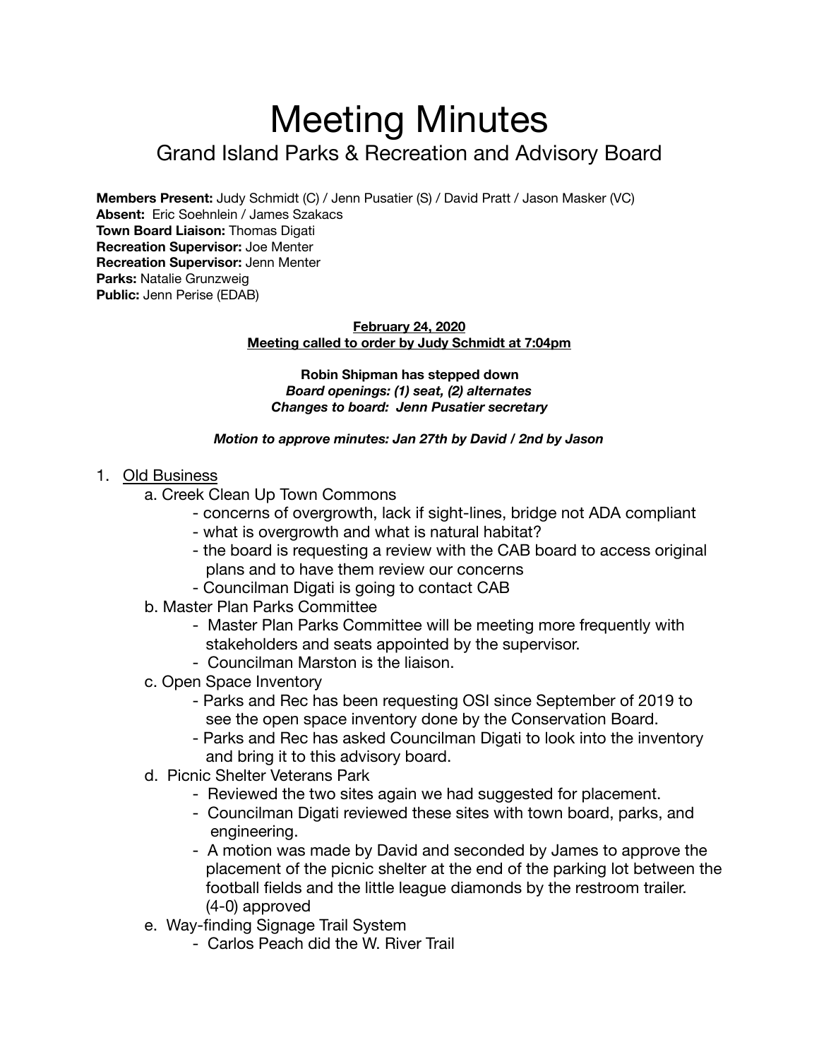# Meeting Minutes

## Grand Island Parks & Recreation and Advisory Board

**Members Present:** Judy Schmidt (C) / Jenn Pusatier (S) / David Pratt / Jason Masker (VC)
**Absent:** Eric Soehnlein / James Szakacs
**Town Board Liaison:** Thomas Digati
**Recreation Supervisor:** Joe Menter
**Recreation Supervisor:** Jenn Menter
**Parks:** Natalie Grunzweig
**Public:** Jenn Perise (EDAB)

**February 24, 2020**
**Meeting called to order by Judy Schmidt at 7:04pm**

**Robin Shipman has stepped down**
***Board openings: (1) seat, (2) alternates***
***Changes to board: Jenn Pusatier secretary***

***Motion to approve minutes: Jan 27th by David / 2nd by Jason***

1. Old Business
   a. Creek Clean Up Town Commons
      - concerns of overgrowth, lack if sight-lines, bridge not ADA compliant
      - what is overgrowth and what is natural habitat?
      - the board is requesting a review with the CAB board to access original plans and to have them review our concerns
      - Councilman Digati is going to contact CAB

   b. Master Plan Parks Committee
      - Master Plan Parks Committee will be meeting more frequently with stakeholders and seats appointed by the supervisor.
      - Councilman Marston is the liaison.

   c. Open Space Inventory
      - Parks and Rec has been requesting OSI since September of 2019 to see the open space inventory done by the Conservation Board.
      - Parks and Rec has asked Councilman Digati to look into the inventory and bring it to this advisory board.

   d. Picnic Shelter Veterans Park
      - Reviewed the two sites again we had suggested for placement.
      - Councilman Digati reviewed these sites with town board, parks, and engineering.
      - A motion was made by David and seconded by James to approve the placement of the picnic shelter at the end of the parking lot between the football fields and the little league diamonds by the restroom trailer. (4-0) approved

   e. Way-finding Signage Trail System
      - Carlos Peach did the W. River Trail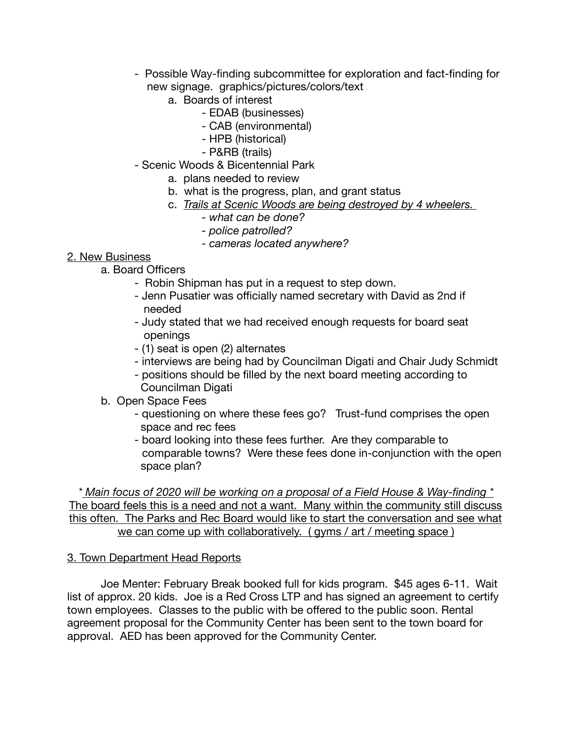- Possible Way-finding subcommittee for exploration and fact-finding for new signage. graphics/pictures/colors/text
    - a. Boards of interest
        - EDAB (businesses)
        - CAB (environmental)
        - HPB (historical)
        - P&RB (trails)
- Scenic Woods & Bicentennial Park
    - a. plans needed to review
    - b. what is the progress, plan, and grant status
    - c. *Trails at Scenic Woods are being destroyed by 4 wheelers.*
        - *what can be done?*
        - *police patrolled?*
        - *cameras located anywhere?*

2. New Business

a. Board Officers

- Robin Shipman has put in a request to step down.
- Jenn Pusatier was officially named secretary with David as 2nd if needed
- Judy stated that we had received enough requests for board seat openings
- (1) seat is open (2) alternates
- interviews are being had by Councilman Digati and Chair Judy Schmidt
- positions should be filled by the next board meeting according to Councilman Digati

b. Open Space Fees

- questioning on where these fees go? Trust-fund comprises the open space and rec fees
- board looking into these fees further. Are they comparable to comparable towns? Were these fees done in-conjunction with the open space plan?

*\* Main focus of 2020 will be working on a proposal of a Field House & Way-finding \**
The board feels this is a need and not a want. Many within the community still discuss this often. The Parks and Rec Board would like to start the conversation and see what we can come up with collaboratively. ( gyms / art / meeting space )

3. Town Department Head Reports

Joe Menter: February Break booked full for kids program. $45 ages 6-11. Wait list of approx. 20 kids. Joe is a Red Cross LTP and has signed an agreement to certify town employees. Classes to the public with be offered to the public soon. Rental agreement proposal for the Community Center has been sent to the town board for approval. AED has been approved for the Community Center.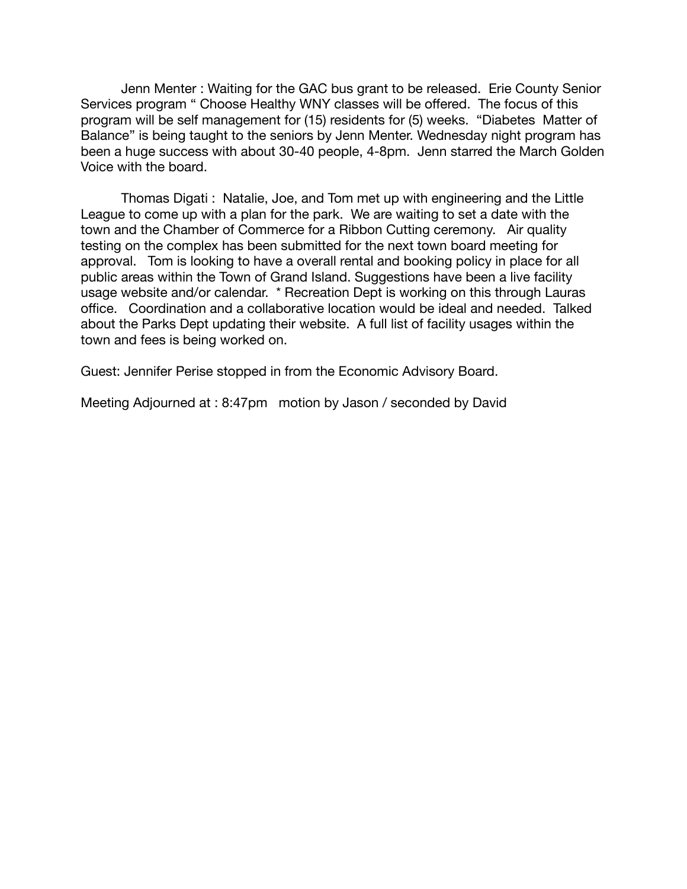Jenn Menter : Waiting for the GAC bus grant to be released. Erie County Senior Services program " Choose Healthy WNY classes will be offered. The focus of this program will be self management for (15) residents for (5) weeks. "Diabetes Matter of Balance" is being taught to the seniors by Jenn Menter. Wednesday night program has been a huge success with about 30-40 people, 4-8pm. Jenn starred the March Golden Voice with the board.

Thomas Digati : Natalie, Joe, and Tom met up with engineering and the Little League to come up with a plan for the park. We are waiting to set a date with the town and the Chamber of Commerce for a Ribbon Cutting ceremony. Air quality testing on the complex has been submitted for the next town board meeting for approval. Tom is looking to have a overall rental and booking policy in place for all public areas within the Town of Grand Island. Suggestions have been a live facility usage website and/or calendar. * Recreation Dept is working on this through Lauras office. Coordination and a collaborative location would be ideal and needed. Talked about the Parks Dept updating their website. A full list of facility usages within the town and fees is being worked on.

Guest: Jennifer Perise stopped in from the Economic Advisory Board.

Meeting Adjourned at : 8:47pm motion by Jason / seconded by David